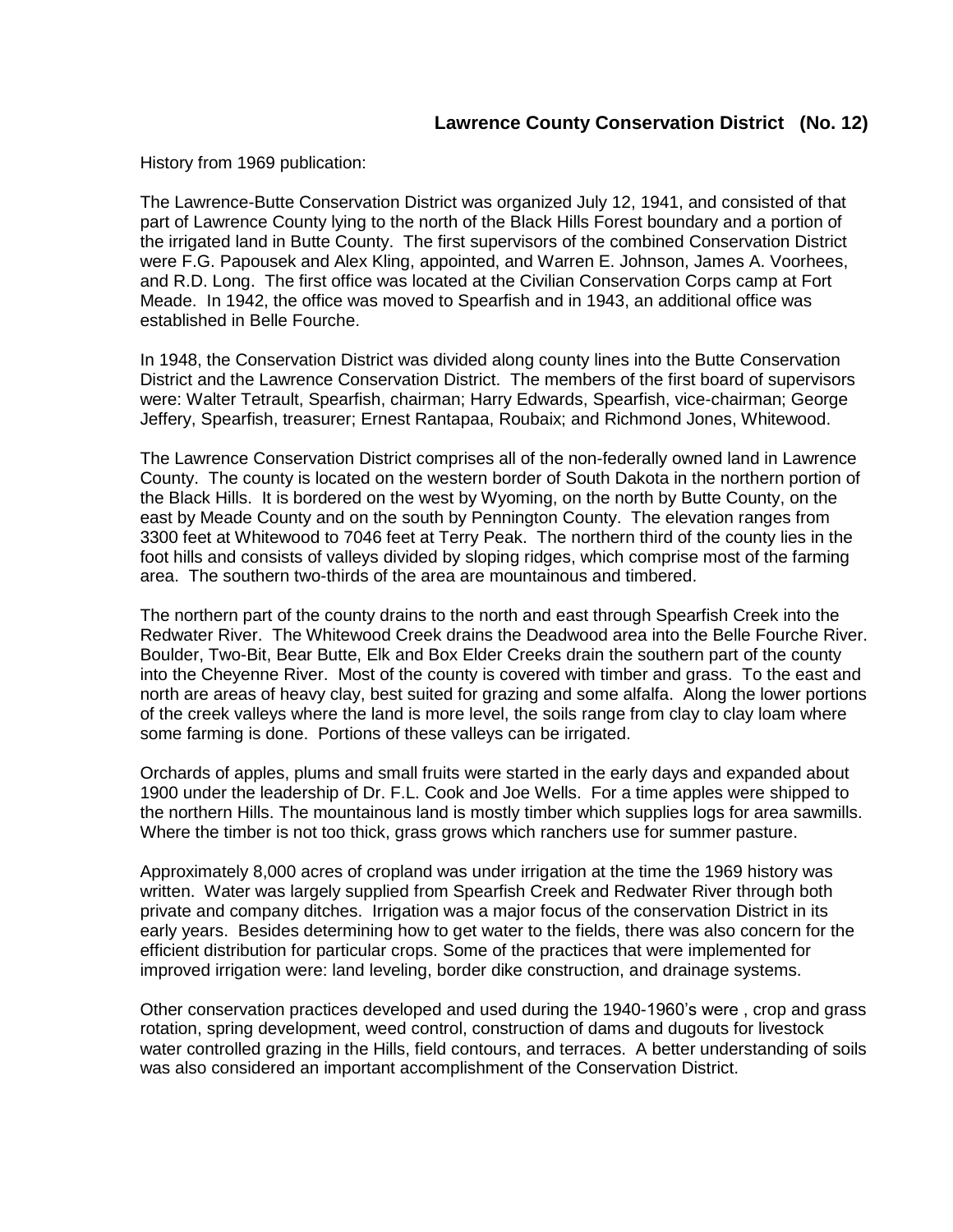## Lawrence County Conservation District (No. 12)

History from 1969 publication:

The Lawrence-Butte Conservation District was organized July 12, 1941, and consisted of that part of Lawrence County lying to the north of the Black Hills Forest boundary and a portion of the irrigated land in Butte County. The first supervisors of the combined Conservation District were F.G. Papousek and Alex Kling, appointed, and Warren E. Johnson, James A. Voorhees, and R.D. Long. The first office was located at the Civilian Conservation Corps camp at Fort Meade. In 1942, the office was moved to Spearfish and in 1943, an additional office was established in Belle Fourche.

In 1948, the Conservation District was divided along county lines into the Butte Conservation District and the Lawrence Conservation District. The members of the first board of supervisors were: Walter Tetrault, Spearfish, chairman; Harry Edwards, Spearfish, vice-chairman; George Jeffery, Spearfish, treasurer; Ernest Rantapaa, Roubaix; and Richmond Jones, Whitewood.

The Lawrence Conservation District comprises all of the non-federally owned land in Lawrence County. The county is located on the western border of South Dakota in the northern portion of the Black Hills. It is bordered on the west by Wyoming, on the north by Butte County, on the east by Meade County and on the south by Pennington County. The elevation ranges from 3300 feet at Whitewood to 7046 feet at Terry Peak. The northern third of the county lies in the foot hills and consists of valleys divided by sloping ridges, which comprise most of the farming area. The southern two-thirds of the area are mountainous and timbered.

The northern part of the county drains to the north and east through Spearfish Creek into the Redwater River. The Whitewood Creek drains the Deadwood area into the Belle Fourche River. Boulder, Two-Bit, Bear Butte, Elk and Box Elder Creeks drain the southern part of the county into the Cheyenne River. Most of the county is covered with timber and grass. To the east and north are areas of heavy clay, best suited for grazing and some alfalfa. Along the lower portions of the creek valleys where the land is more level, the soils range from clay to clay loam where some farming is done. Portions of these valleys can be irrigated.

Orchards of apples, plums and small fruits were started in the early days and expanded about 1900 under the leadership of Dr. F.L. Cook and Joe Wells. For a time apples were shipped to the northern Hills. The mountainous land is mostly timber which supplies logs for area sawmills. Where the timber is not too thick, grass grows which ranchers use for summer pasture.

Approximately 8,000 acres of cropland was under irrigation at the time the 1969 history was written. Water was largely supplied from Spearfish Creek and Redwater River through both private and company ditches. Irrigation was a major focus of the conservation District in its early years. Besides determining how to get water to the fields, there was also concern for the efficient distribution for particular crops. Some of the practices that were implemented for improved irrigation were: land leveling, border dike construction, and drainage systems.

Other conservation practices developed and used during the 1940-1960's were , crop and grass rotation, spring development, weed control, construction of dams and dugouts for livestock water controlled grazing in the Hills, field contours, and terraces. A better understanding of soils was also considered an important accomplishment of the Conservation District.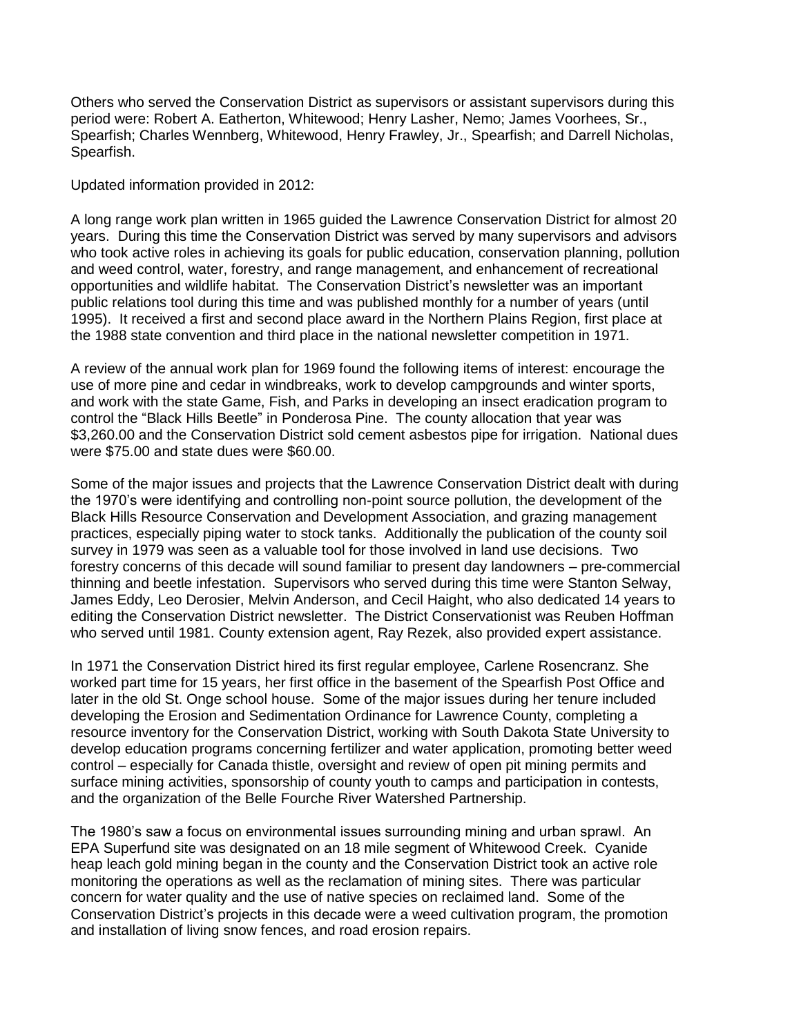Others who served the Conservation District as supervisors or assistant supervisors during this period were: Robert A. Eatherton, Whitewood; Henry Lasher, Nemo; James Voorhees, Sr., Spearfish; Charles Wennberg, Whitewood, Henry Frawley, Jr., Spearfish; and Darrell Nicholas, Spearfish.

Updated information provided in 2012:

A long range work plan written in 1965 guided the Lawrence Conservation District for almost 20 years. During this time the Conservation District was served by many supervisors and advisors who took active roles in achieving its goals for public education, conservation planning, pollution and weed control, water, forestry, and range management, and enhancement of recreational opportunities and wildlife habitat. The Conservation District's newsletter was an important public relations tool during this time and was published monthly for a number of years (until 1995). It received a first and second place award in the Northern Plains Region, first place at the 1988 state convention and third place in the national newsletter competition in 1971.

A review of the annual work plan for 1969 found the following items of interest: encourage the use of more pine and cedar in windbreaks, work to develop campgrounds and winter sports, and work with the state Game, Fish, and Parks in developing an insect eradication program to control the "Black Hills Beetle" in Ponderosa Pine. The county allocation that year was $3,260.00 and the Conservation District sold cement asbestos pipe for irrigation. National dues were $75.00 and state dues were $60.00.

Some of the major issues and projects that the Lawrence Conservation District dealt with during the 1970's were identifying and controlling non-point source pollution, the development of the Black Hills Resource Conservation and Development Association, and grazing management practices, especially piping water to stock tanks. Additionally the publication of the county soil survey in 1979 was seen as a valuable tool for those involved in land use decisions. Two forestry concerns of this decade will sound familiar to present day landowners – pre-commercial thinning and beetle infestation. Supervisors who served during this time were Stanton Selway, James Eddy, Leo Derosier, Melvin Anderson, and Cecil Haight, who also dedicated 14 years to editing the Conservation District newsletter. The District Conservationist was Reuben Hoffman who served until 1981. County extension agent, Ray Rezek, also provided expert assistance.

In 1971 the Conservation District hired its first regular employee, Carlene Rosencranz. She worked part time for 15 years, her first office in the basement of the Spearfish Post Office and later in the old St. Onge school house. Some of the major issues during her tenure included developing the Erosion and Sedimentation Ordinance for Lawrence County, completing a resource inventory for the Conservation District, working with South Dakota State University to develop education programs concerning fertilizer and water application, promoting better weed control – especially for Canada thistle, oversight and review of open pit mining permits and surface mining activities, sponsorship of county youth to camps and participation in contests, and the organization of the Belle Fourche River Watershed Partnership.

The 1980's saw a focus on environmental issues surrounding mining and urban sprawl. An EPA Superfund site was designated on an 18 mile segment of Whitewood Creek. Cyanide heap leach gold mining began in the county and the Conservation District took an active role monitoring the operations as well as the reclamation of mining sites. There was particular concern for water quality and the use of native species on reclaimed land. Some of the Conservation District's projects in this decade were a weed cultivation program, the promotion and installation of living snow fences, and road erosion repairs.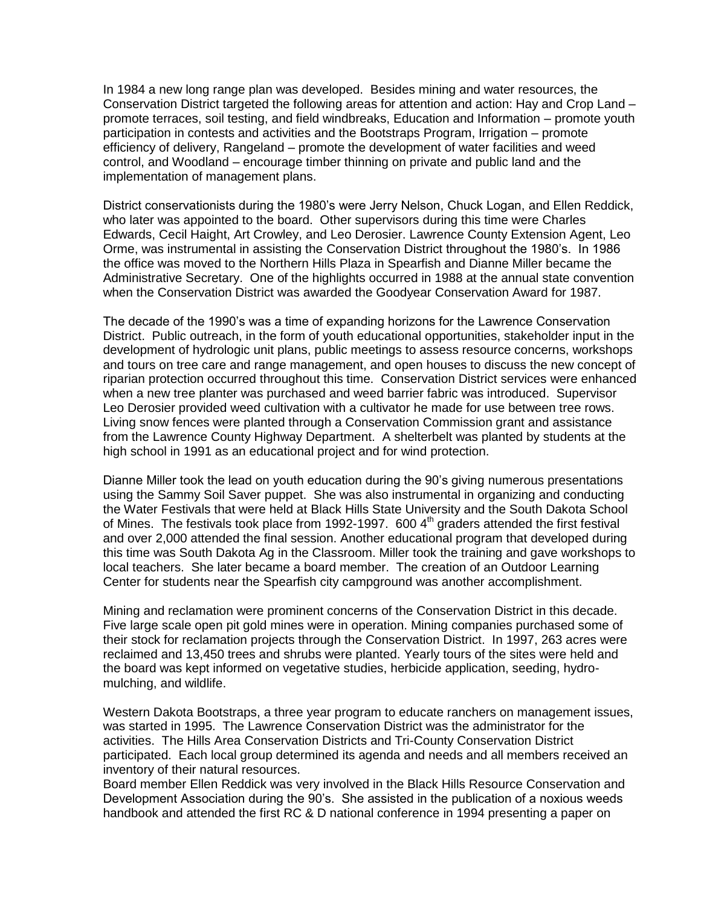In 1984 a new long range plan was developed. Besides mining and water resources, the Conservation District targeted the following areas for attention and action: Hay and Crop Land – promote terraces, soil testing, and field windbreaks, Education and Information – promote youth participation in contests and activities and the Bootstraps Program, Irrigation – promote efficiency of delivery, Rangeland – promote the development of water facilities and weed control, and Woodland – encourage timber thinning on private and public land and the implementation of management plans.

District conservationists during the 1980's were Jerry Nelson, Chuck Logan, and Ellen Reddick, who later was appointed to the board. Other supervisors during this time were Charles Edwards, Cecil Haight, Art Crowley, and Leo Derosier. Lawrence County Extension Agent, Leo Orme, was instrumental in assisting the Conservation District throughout the 1980's. In 1986 the office was moved to the Northern Hills Plaza in Spearfish and Dianne Miller became the Administrative Secretary. One of the highlights occurred in 1988 at the annual state convention when the Conservation District was awarded the Goodyear Conservation Award for 1987.

The decade of the 1990's was a time of expanding horizons for the Lawrence Conservation District. Public outreach, in the form of youth educational opportunities, stakeholder input in the development of hydrologic unit plans, public meetings to assess resource concerns, workshops and tours on tree care and range management, and open houses to discuss the new concept of riparian protection occurred throughout this time. Conservation District services were enhanced when a new tree planter was purchased and weed barrier fabric was introduced. Supervisor Leo Derosier provided weed cultivation with a cultivator he made for use between tree rows. Living snow fences were planted through a Conservation Commission grant and assistance from the Lawrence County Highway Department. A shelterbelt was planted by students at the high school in 1991 as an educational project and for wind protection.

Dianne Miller took the lead on youth education during the 90's giving numerous presentations using the Sammy Soil Saver puppet. She was also instrumental in organizing and conducting the Water Festivals that were held at Black Hills State University and the South Dakota School of Mines. The festivals took place from 1992-1997. 600 4th graders attended the first festival and over 2,000 attended the final session. Another educational program that developed during this time was South Dakota Ag in the Classroom. Miller took the training and gave workshops to local teachers. She later became a board member. The creation of an Outdoor Learning Center for students near the Spearfish city campground was another accomplishment.

Mining and reclamation were prominent concerns of the Conservation District in this decade. Five large scale open pit gold mines were in operation. Mining companies purchased some of their stock for reclamation projects through the Conservation District. In 1997, 263 acres were reclaimed and 13,450 trees and shrubs were planted. Yearly tours of the sites were held and the board was kept informed on vegetative studies, herbicide application, seeding, hydro-mulching, and wildlife.

Western Dakota Bootstraps, a three year program to educate ranchers on management issues, was started in 1995. The Lawrence Conservation District was the administrator for the activities. The Hills Area Conservation Districts and Tri-County Conservation District participated. Each local group determined its agenda and needs and all members received an inventory of their natural resources.

Board member Ellen Reddick was very involved in the Black Hills Resource Conservation and Development Association during the 90's. She assisted in the publication of a noxious weeds handbook and attended the first RC & D national conference in 1994 presenting a paper on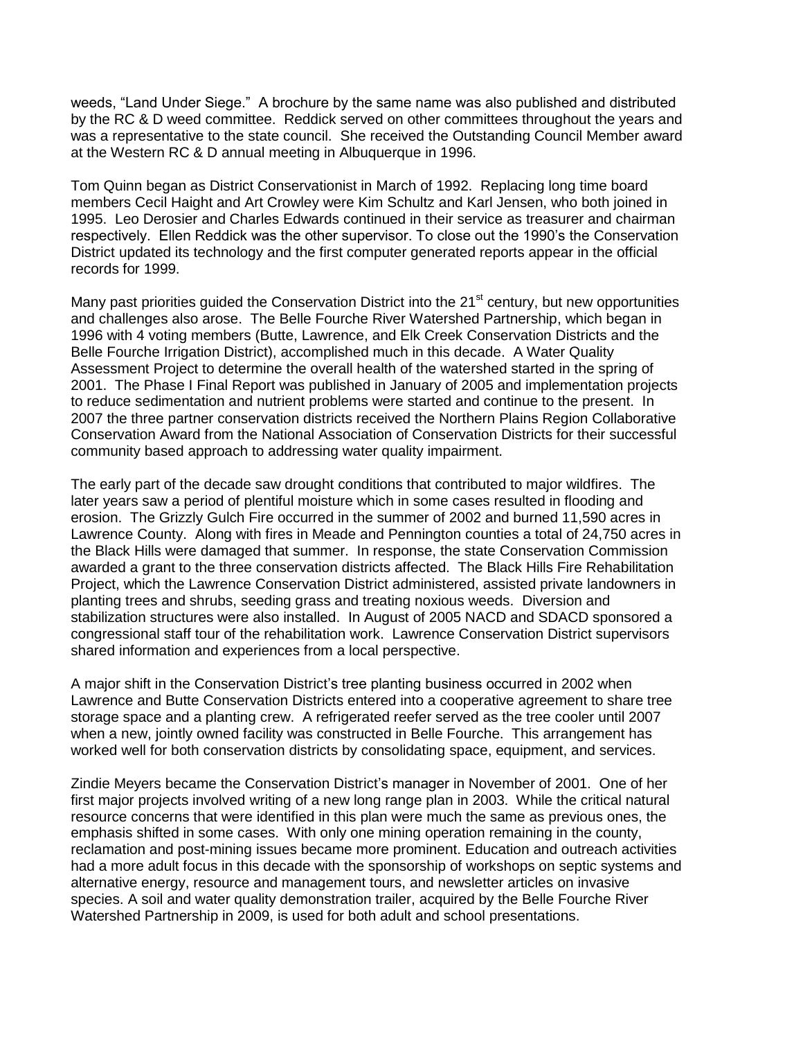weeds, "Land Under Siege." A brochure by the same name was also published and distributed by the RC & D weed committee. Reddick served on other committees throughout the years and was a representative to the state council. She received the Outstanding Council Member award at the Western RC & D annual meeting in Albuquerque in 1996.

Tom Quinn began as District Conservationist in March of 1992. Replacing long time board members Cecil Haight and Art Crowley were Kim Schultz and Karl Jensen, who both joined in 1995. Leo Derosier and Charles Edwards continued in their service as treasurer and chairman respectively. Ellen Reddick was the other supervisor. To close out the 1990's the Conservation District updated its technology and the first computer generated reports appear in the official records for 1999.

Many past priorities guided the Conservation District into the 21st century, but new opportunities and challenges also arose. The Belle Fourche River Watershed Partnership, which began in 1996 with 4 voting members (Butte, Lawrence, and Elk Creek Conservation Districts and the Belle Fourche Irrigation District), accomplished much in this decade. A Water Quality Assessment Project to determine the overall health of the watershed started in the spring of 2001. The Phase I Final Report was published in January of 2005 and implementation projects to reduce sedimentation and nutrient problems were started and continue to the present. In 2007 the three partner conservation districts received the Northern Plains Region Collaborative Conservation Award from the National Association of Conservation Districts for their successful community based approach to addressing water quality impairment.

The early part of the decade saw drought conditions that contributed to major wildfires. The later years saw a period of plentiful moisture which in some cases resulted in flooding and erosion. The Grizzly Gulch Fire occurred in the summer of 2002 and burned 11,590 acres in Lawrence County. Along with fires in Meade and Pennington counties a total of 24,750 acres in the Black Hills were damaged that summer. In response, the state Conservation Commission awarded a grant to the three conservation districts affected. The Black Hills Fire Rehabilitation Project, which the Lawrence Conservation District administered, assisted private landowners in planting trees and shrubs, seeding grass and treating noxious weeds. Diversion and stabilization structures were also installed. In August of 2005 NACD and SDACD sponsored a congressional staff tour of the rehabilitation work. Lawrence Conservation District supervisors shared information and experiences from a local perspective.

A major shift in the Conservation District's tree planting business occurred in 2002 when Lawrence and Butte Conservation Districts entered into a cooperative agreement to share tree storage space and a planting crew. A refrigerated reefer served as the tree cooler until 2007 when a new, jointly owned facility was constructed in Belle Fourche. This arrangement has worked well for both conservation districts by consolidating space, equipment, and services.

Zindie Meyers became the Conservation District's manager in November of 2001. One of her first major projects involved writing of a new long range plan in 2003. While the critical natural resource concerns that were identified in this plan were much the same as previous ones, the emphasis shifted in some cases. With only one mining operation remaining in the county, reclamation and post-mining issues became more prominent. Education and outreach activities had a more adult focus in this decade with the sponsorship of workshops on septic systems and alternative energy, resource and management tours, and newsletter articles on invasive species. A soil and water quality demonstration trailer, acquired by the Belle Fourche River Watershed Partnership in 2009, is used for both adult and school presentations.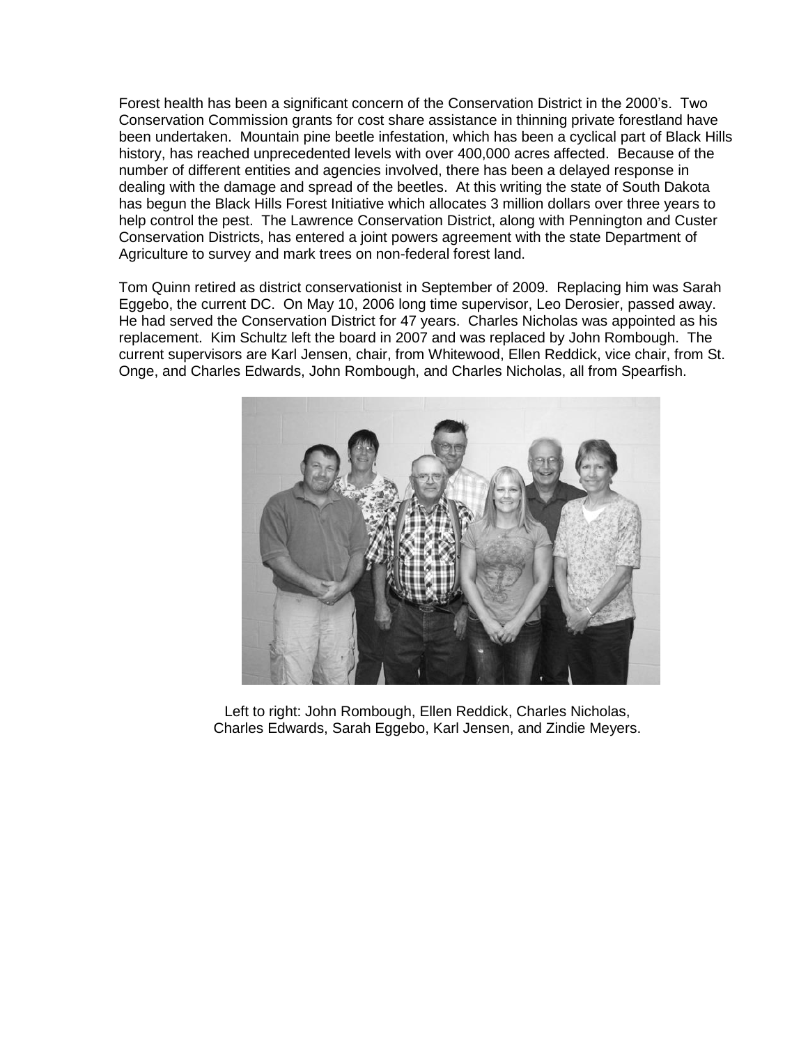Forest health has been a significant concern of the Conservation District in the 2000's. Two Conservation Commission grants for cost share assistance in thinning private forestland have been undertaken. Mountain pine beetle infestation, which has been a cyclical part of Black Hills history, has reached unprecedented levels with over 400,000 acres affected. Because of the number of different entities and agencies involved, there has been a delayed response in dealing with the damage and spread of the beetles. At this writing the state of South Dakota has begun the Black Hills Forest Initiative which allocates 3 million dollars over three years to help control the pest. The Lawrence Conservation District, along with Pennington and Custer Conservation Districts, has entered a joint powers agreement with the state Department of Agriculture to survey and mark trees on non-federal forest land.

Tom Quinn retired as district conservationist in September of 2009. Replacing him was Sarah Eggebo, the current DC. On May 10, 2006 long time supervisor, Leo Derosier, passed away. He had served the Conservation District for 47 years. Charles Nicholas was appointed as his replacement. Kim Schultz left the board in 2007 and was replaced by John Rombough. The current supervisors are Karl Jensen, chair, from Whitewood, Ellen Reddick, vice chair, from St. Onge, and Charles Edwards, John Rombough, and Charles Nicholas, all from Spearfish.

Left to right: John Rombough, Ellen Reddick, Charles Nicholas, Charles Edwards, Sarah Eggebo, Karl Jensen, and Zindie Meyers.